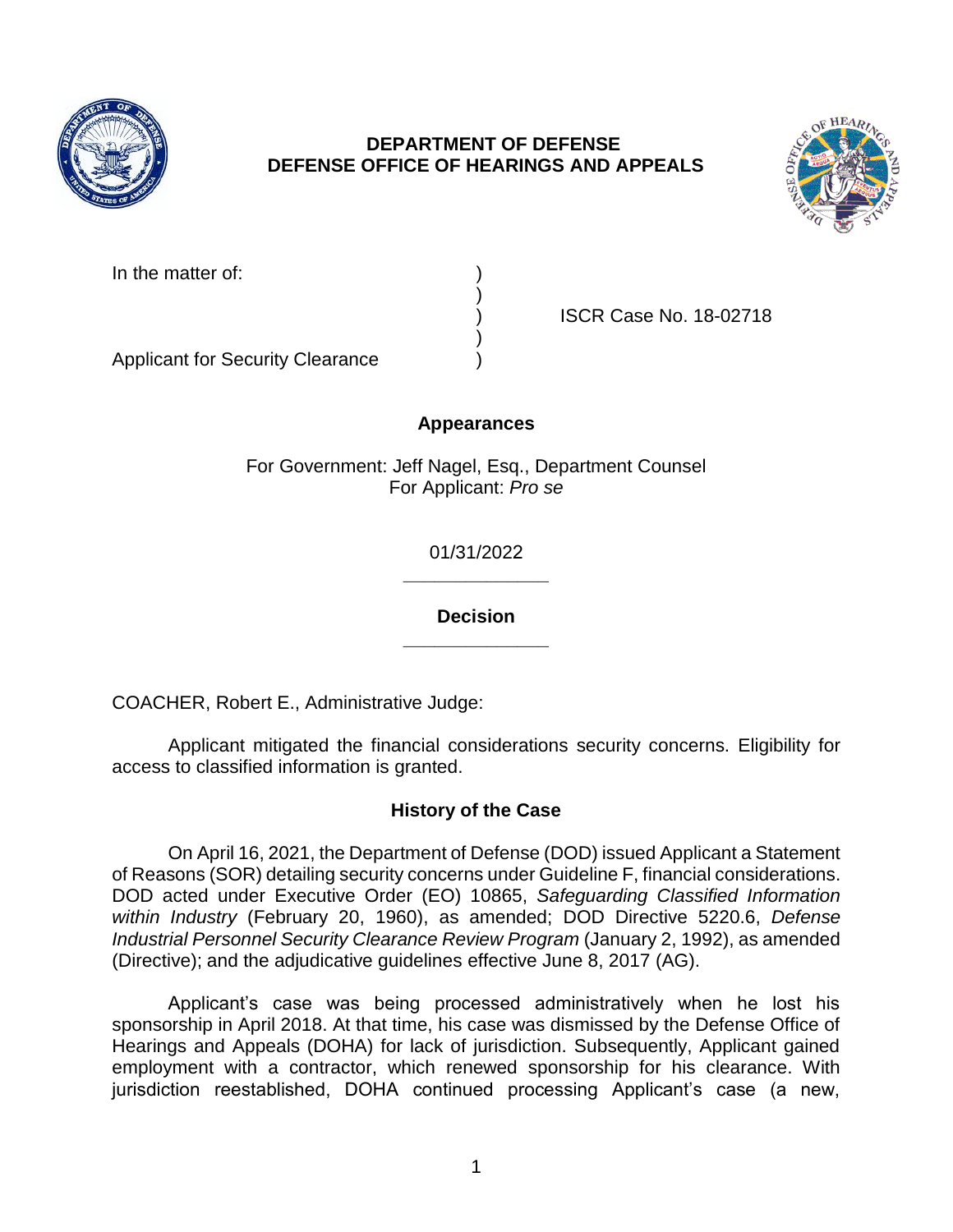**DEPARTMENT OF DEFENSE**
**DEFENSE OFFICE OF HEARINGS AND APPEALS**

| | | |
|---|---|---|
| In the matter of: | ) | |
| | ) | |
| | ) | ISCR Case No. 18-02718 |
| | ) | |
| Applicant for Security Clearance | ) | |

**Appearances**

For Government: Jeff Nagel, Esq., Department Counsel
For Applicant: *Pro se*

01/31/2022

______________

**Decision**

______________

COACHER, Robert E., Administrative Judge:

Applicant mitigated the financial considerations security concerns. Eligibility for access to classified information is granted.

## History of the Case

On April 16, 2021, the Department of Defense (DOD) issued Applicant a Statement of Reasons (SOR) detailing security concerns under Guideline F, financial considerations. DOD acted under Executive Order (EO) 10865, *Safeguarding Classified Information within Industry* (February 20, 1960), as amended; DOD Directive 5220.6, *Defense Industrial Personnel Security Clearance Review Program* (January 2, 1992), as amended (Directive); and the adjudicative guidelines effective June 8, 2017 (AG).

Applicant's case was being processed administratively when he lost his sponsorship in April 2018. At that time, his case was dismissed by the Defense Office of Hearings and Appeals (DOHA) for lack of jurisdiction. Subsequently, Applicant gained employment with a contractor, which renewed sponsorship for his clearance. With jurisdiction reestablished, DOHA continued processing Applicant's case (a new,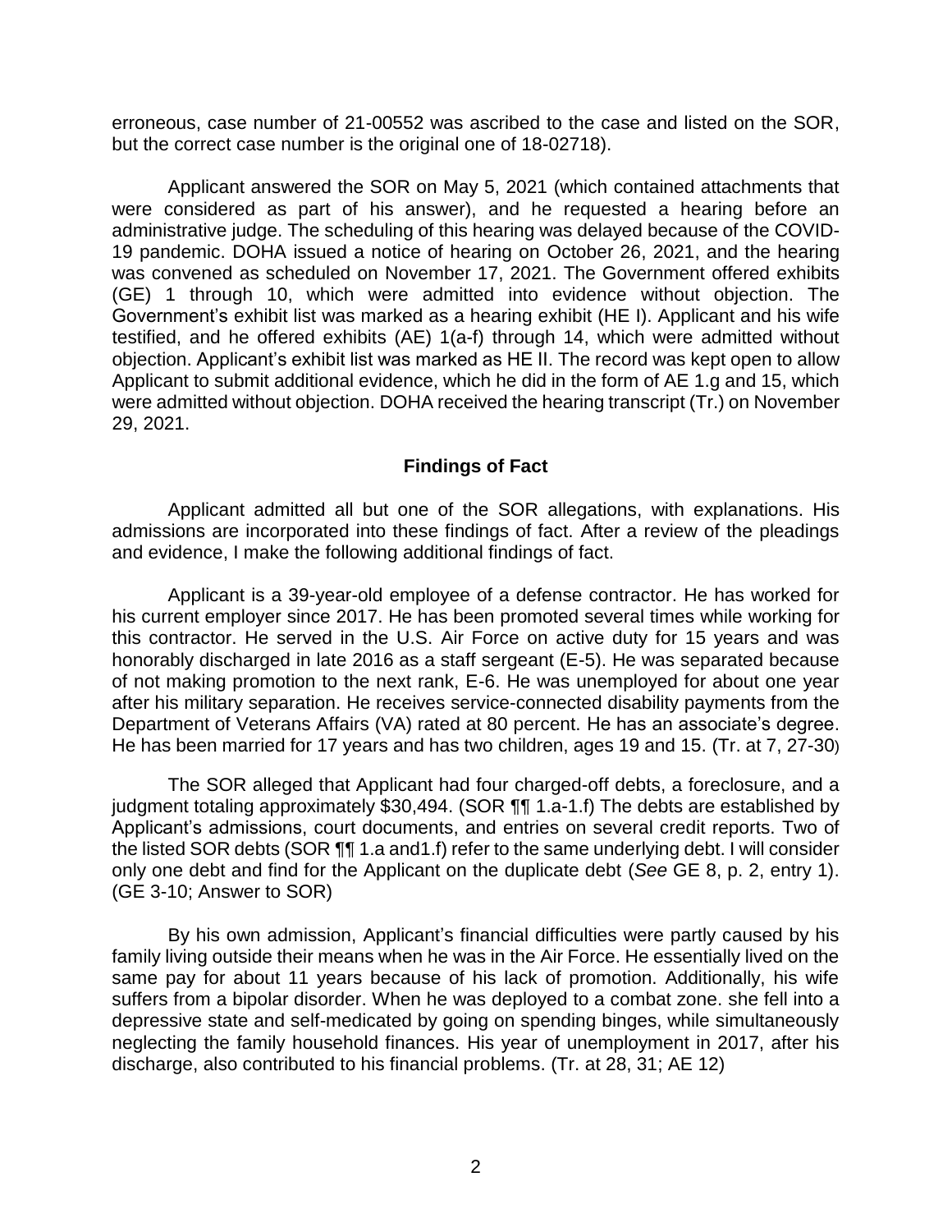erroneous, case number of 21-00552 was ascribed to the case and listed on the SOR, but the correct case number is the original one of 18-02718).

Applicant answered the SOR on May 5, 2021 (which contained attachments that were considered as part of his answer), and he requested a hearing before an administrative judge. The scheduling of this hearing was delayed because of the COVID-19 pandemic. DOHA issued a notice of hearing on October 26, 2021, and the hearing was convened as scheduled on November 17, 2021. The Government offered exhibits (GE) 1 through 10, which were admitted into evidence without objection. The Government's exhibit list was marked as a hearing exhibit (HE I). Applicant and his wife testified, and he offered exhibits (AE) 1(a-f) through 14, which were admitted without objection. Applicant's exhibit list was marked as HE II. The record was kept open to allow Applicant to submit additional evidence, which he did in the form of AE 1.g and 15, which were admitted without objection. DOHA received the hearing transcript (Tr.) on November 29, 2021.

## Findings of Fact

Applicant admitted all but one of the SOR allegations, with explanations. His admissions are incorporated into these findings of fact. After a review of the pleadings and evidence, I make the following additional findings of fact.

Applicant is a 39-year-old employee of a defense contractor. He has worked for his current employer since 2017. He has been promoted several times while working for this contractor. He served in the U.S. Air Force on active duty for 15 years and was honorably discharged in late 2016 as a staff sergeant (E-5). He was separated because of not making promotion to the next rank, E-6. He was unemployed for about one year after his military separation. He receives service-connected disability payments from the Department of Veterans Affairs (VA) rated at 80 percent. He has an associate's degree. He has been married for 17 years and has two children, ages 19 and 15. (Tr. at 7, 27-30)

The SOR alleged that Applicant had four charged-off debts, a foreclosure, and a judgment totaling approximately $30,494. (SOR ¶¶ 1.a-1.f) The debts are established by Applicant's admissions, court documents, and entries on several credit reports. Two of the listed SOR debts (SOR ¶¶ 1.a and1.f) refer to the same underlying debt. I will consider only one debt and find for the Applicant on the duplicate debt (*See* GE 8, p. 2, entry 1). (GE 3-10; Answer to SOR)

By his own admission, Applicant's financial difficulties were partly caused by his family living outside their means when he was in the Air Force. He essentially lived on the same pay for about 11 years because of his lack of promotion. Additionally, his wife suffers from a bipolar disorder. When he was deployed to a combat zone. she fell into a depressive state and self-medicated by going on spending binges, while simultaneously neglecting the family household finances. His year of unemployment in 2017, after his discharge, also contributed to his financial problems. (Tr. at 28, 31; AE 12)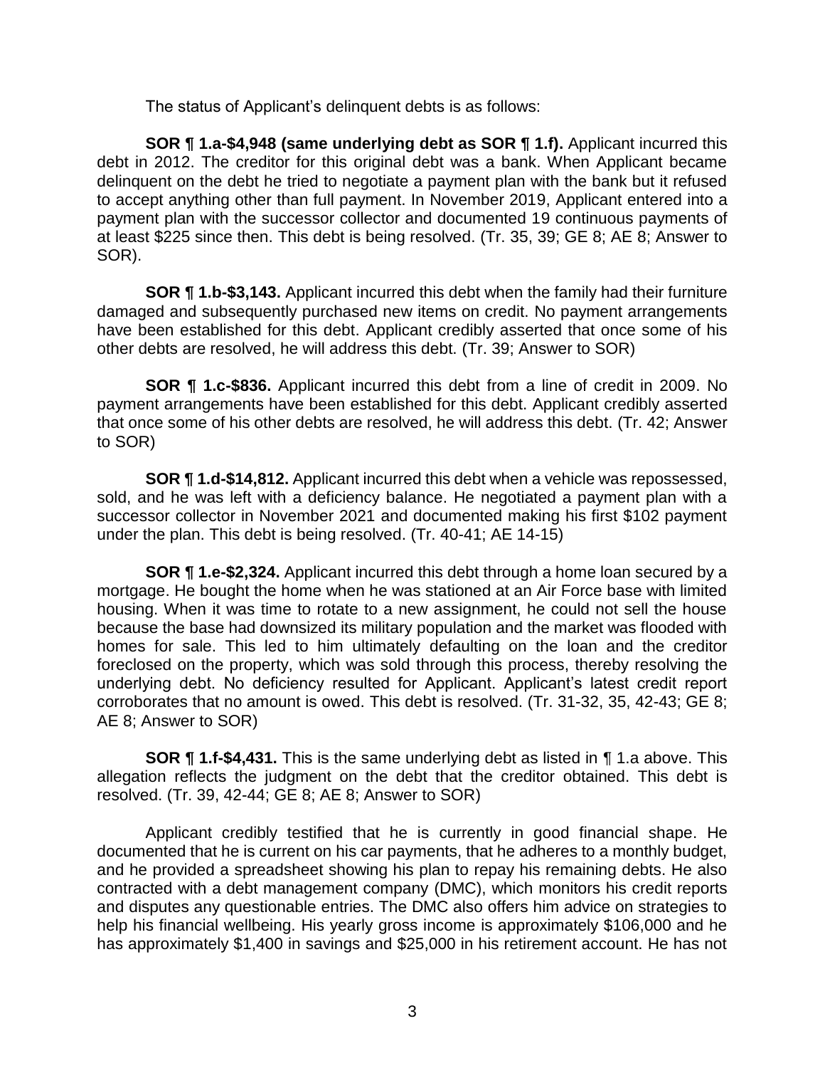The status of Applicant's delinquent debts is as follows:

**SOR ¶ 1.a-$4,948 (same underlying debt as SOR ¶ 1.f).** Applicant incurred this debt in 2012. The creditor for this original debt was a bank. When Applicant became delinquent on the debt he tried to negotiate a payment plan with the bank but it refused to accept anything other than full payment. In November 2019, Applicant entered into a payment plan with the successor collector and documented 19 continuous payments of at least $225 since then. This debt is being resolved. (Tr. 35, 39; GE 8; AE 8; Answer to SOR).

**SOR ¶ 1.b-$3,143.** Applicant incurred this debt when the family had their furniture damaged and subsequently purchased new items on credit. No payment arrangements have been established for this debt. Applicant credibly asserted that once some of his other debts are resolved, he will address this debt. (Tr. 39; Answer to SOR)

**SOR ¶ 1.c-$836.** Applicant incurred this debt from a line of credit in 2009. No payment arrangements have been established for this debt. Applicant credibly asserted that once some of his other debts are resolved, he will address this debt. (Tr. 42; Answer to SOR)

**SOR ¶ 1.d-$14,812.** Applicant incurred this debt when a vehicle was repossessed, sold, and he was left with a deficiency balance. He negotiated a payment plan with a successor collector in November 2021 and documented making his first $102 payment under the plan. This debt is being resolved. (Tr. 40-41; AE 14-15)

**SOR ¶ 1.e-$2,324.** Applicant incurred this debt through a home loan secured by a mortgage. He bought the home when he was stationed at an Air Force base with limited housing. When it was time to rotate to a new assignment, he could not sell the house because the base had downsized its military population and the market was flooded with homes for sale. This led to him ultimately defaulting on the loan and the creditor foreclosed on the property, which was sold through this process, thereby resolving the underlying debt. No deficiency resulted for Applicant. Applicant's latest credit report corroborates that no amount is owed. This debt is resolved. (Tr. 31-32, 35, 42-43; GE 8; AE 8; Answer to SOR)

**SOR ¶ 1.f-$4,431.** This is the same underlying debt as listed in ¶ 1.a above. This allegation reflects the judgment on the debt that the creditor obtained. This debt is resolved. (Tr. 39, 42-44; GE 8; AE 8; Answer to SOR)

Applicant credibly testified that he is currently in good financial shape. He documented that he is current on his car payments, that he adheres to a monthly budget, and he provided a spreadsheet showing his plan to repay his remaining debts. He also contracted with a debt management company (DMC), which monitors his credit reports and disputes any questionable entries. The DMC also offers him advice on strategies to help his financial wellbeing. His yearly gross income is approximately $106,000 and he has approximately $1,400 in savings and $25,000 in his retirement account. He has not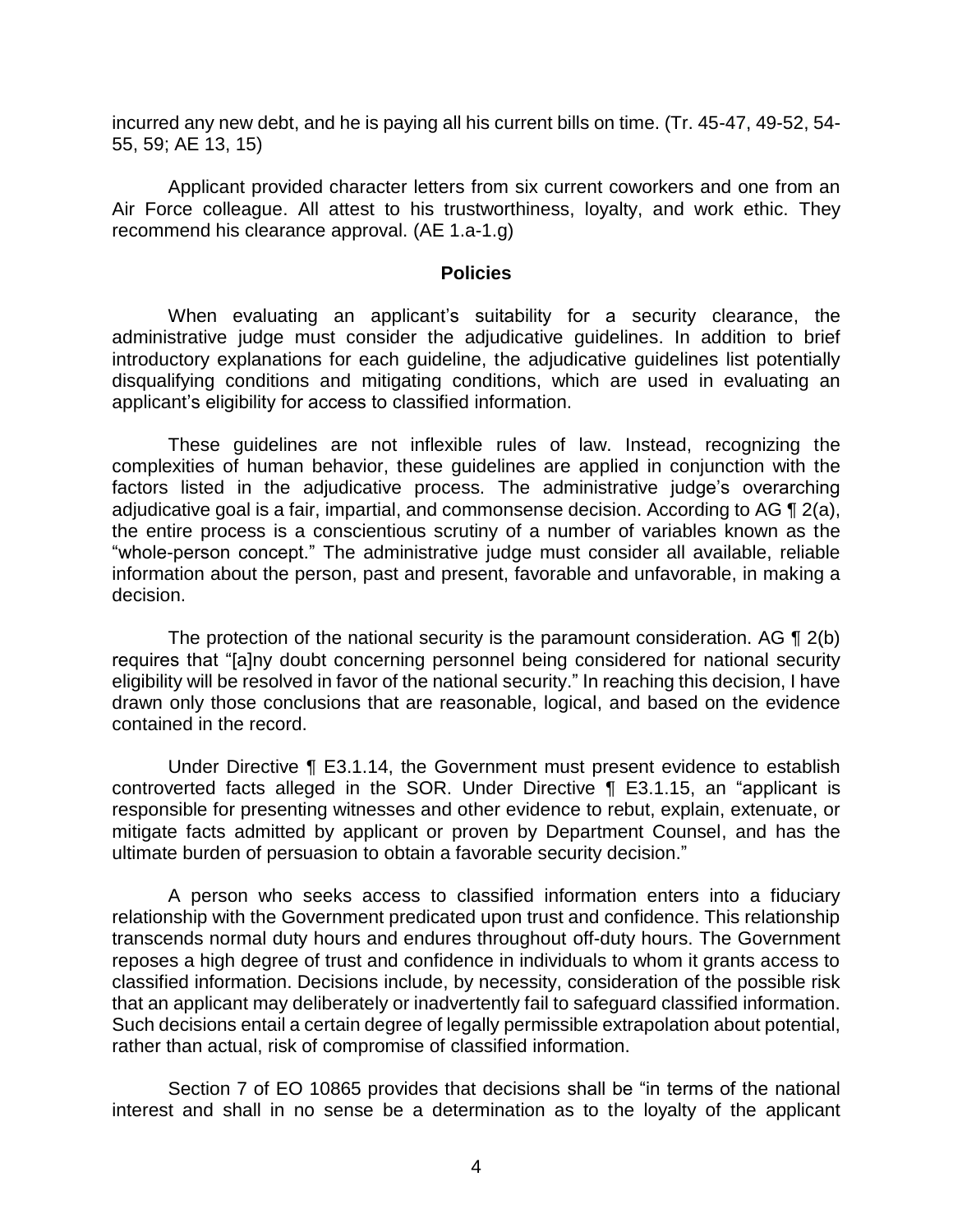incurred any new debt, and he is paying all his current bills on time. (Tr. 45-47, 49-52, 54-55, 59; AE 13, 15)

Applicant provided character letters from six current coworkers and one from an Air Force colleague. All attest to his trustworthiness, loyalty, and work ethic. They recommend his clearance approval. (AE 1.a-1.g)

## Policies

When evaluating an applicant's suitability for a security clearance, the administrative judge must consider the adjudicative guidelines. In addition to brief introductory explanations for each guideline, the adjudicative guidelines list potentially disqualifying conditions and mitigating conditions, which are used in evaluating an applicant's eligibility for access to classified information.

These guidelines are not inflexible rules of law. Instead, recognizing the complexities of human behavior, these guidelines are applied in conjunction with the factors listed in the adjudicative process. The administrative judge's overarching adjudicative goal is a fair, impartial, and commonsense decision. According to AG ¶ 2(a), the entire process is a conscientious scrutiny of a number of variables known as the "whole-person concept." The administrative judge must consider all available, reliable information about the person, past and present, favorable and unfavorable, in making a decision.

The protection of the national security is the paramount consideration. AG ¶ 2(b) requires that "[a]ny doubt concerning personnel being considered for national security eligibility will be resolved in favor of the national security." In reaching this decision, I have drawn only those conclusions that are reasonable, logical, and based on the evidence contained in the record.

Under Directive ¶ E3.1.14, the Government must present evidence to establish controverted facts alleged in the SOR. Under Directive ¶ E3.1.15, an "applicant is responsible for presenting witnesses and other evidence to rebut, explain, extenuate, or mitigate facts admitted by applicant or proven by Department Counsel, and has the ultimate burden of persuasion to obtain a favorable security decision."

A person who seeks access to classified information enters into a fiduciary relationship with the Government predicated upon trust and confidence. This relationship transcends normal duty hours and endures throughout off-duty hours. The Government reposes a high degree of trust and confidence in individuals to whom it grants access to classified information. Decisions include, by necessity, consideration of the possible risk that an applicant may deliberately or inadvertently fail to safeguard classified information. Such decisions entail a certain degree of legally permissible extrapolation about potential, rather than actual, risk of compromise of classified information.

Section 7 of EO 10865 provides that decisions shall be "in terms of the national interest and shall in no sense be a determination as to the loyalty of the applicant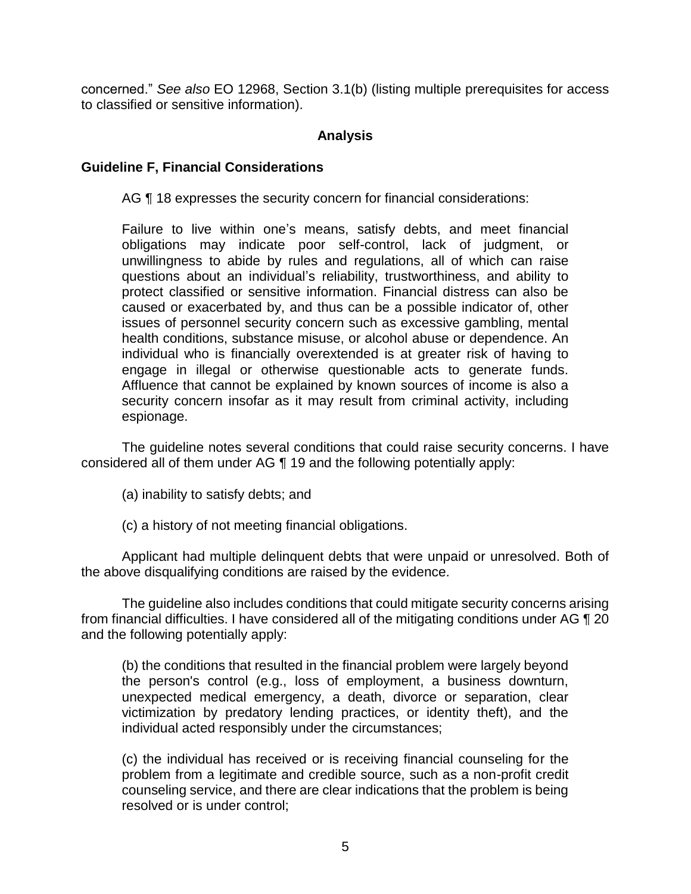concerned." *See also* EO 12968, Section 3.1(b) (listing multiple prerequisites for access to classified or sensitive information).

## Analysis

### Guideline F, Financial Considerations

AG ¶ 18 expresses the security concern for financial considerations:

> Failure to live within one's means, satisfy debts, and meet financial obligations may indicate poor self-control, lack of judgment, or unwillingness to abide by rules and regulations, all of which can raise questions about an individual's reliability, trustworthiness, and ability to protect classified or sensitive information. Financial distress can also be caused or exacerbated by, and thus can be a possible indicator of, other issues of personnel security concern such as excessive gambling, mental health conditions, substance misuse, or alcohol abuse or dependence. An individual who is financially overextended is at greater risk of having to engage in illegal or otherwise questionable acts to generate funds. Affluence that cannot be explained by known sources of income is also a security concern insofar as it may result from criminal activity, including espionage.

The guideline notes several conditions that could raise security concerns. I have considered all of them under AG ¶ 19 and the following potentially apply:

(a) inability to satisfy debts; and

(c) a history of not meeting financial obligations.

Applicant had multiple delinquent debts that were unpaid or unresolved. Both of the above disqualifying conditions are raised by the evidence.

The guideline also includes conditions that could mitigate security concerns arising from financial difficulties. I have considered all of the mitigating conditions under AG ¶ 20 and the following potentially apply:

> (b) the conditions that resulted in the financial problem were largely beyond the person's control (e.g., loss of employment, a business downturn, unexpected medical emergency, a death, divorce or separation, clear victimization by predatory lending practices, or identity theft), and the individual acted responsibly under the circumstances;
>
> (c) the individual has received or is receiving financial counseling for the problem from a legitimate and credible source, such as a non-profit credit counseling service, and there are clear indications that the problem is being resolved or is under control;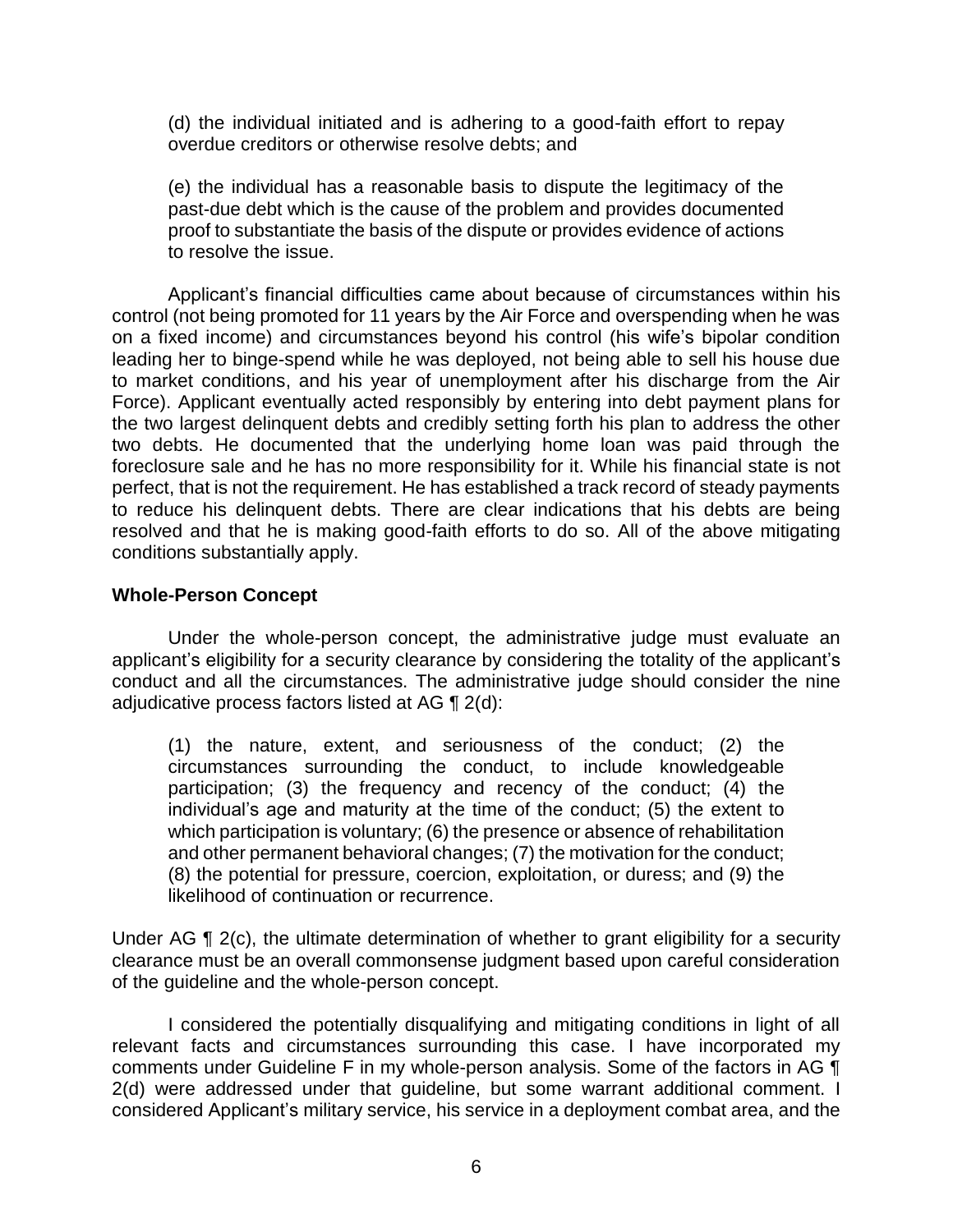(d) the individual initiated and is adhering to a good-faith effort to repay overdue creditors or otherwise resolve debts; and

(e) the individual has a reasonable basis to dispute the legitimacy of the past-due debt which is the cause of the problem and provides documented proof to substantiate the basis of the dispute or provides evidence of actions to resolve the issue.

Applicant's financial difficulties came about because of circumstances within his control (not being promoted for 11 years by the Air Force and overspending when he was on a fixed income) and circumstances beyond his control (his wife's bipolar condition leading her to binge-spend while he was deployed, not being able to sell his house due to market conditions, and his year of unemployment after his discharge from the Air Force). Applicant eventually acted responsibly by entering into debt payment plans for the two largest delinquent debts and credibly setting forth his plan to address the other two debts. He documented that the underlying home loan was paid through the foreclosure sale and he has no more responsibility for it. While his financial state is not perfect, that is not the requirement. He has established a track record of steady payments to reduce his delinquent debts. There are clear indications that his debts are being resolved and that he is making good-faith efforts to do so. All of the above mitigating conditions substantially apply.

## Whole-Person Concept

Under the whole-person concept, the administrative judge must evaluate an applicant's eligibility for a security clearance by considering the totality of the applicant's conduct and all the circumstances. The administrative judge should consider the nine adjudicative process factors listed at AG ¶ 2(d):

(1) the nature, extent, and seriousness of the conduct; (2) the circumstances surrounding the conduct, to include knowledgeable participation; (3) the frequency and recency of the conduct; (4) the individual's age and maturity at the time of the conduct; (5) the extent to which participation is voluntary; (6) the presence or absence of rehabilitation and other permanent behavioral changes; (7) the motivation for the conduct; (8) the potential for pressure, coercion, exploitation, or duress; and (9) the likelihood of continuation or recurrence.

Under AG ¶ 2(c), the ultimate determination of whether to grant eligibility for a security clearance must be an overall commonsense judgment based upon careful consideration of the guideline and the whole-person concept.

I considered the potentially disqualifying and mitigating conditions in light of all relevant facts and circumstances surrounding this case. I have incorporated my comments under Guideline F in my whole-person analysis. Some of the factors in AG ¶ 2(d) were addressed under that guideline, but some warrant additional comment. I considered Applicant's military service, his service in a deployment combat area, and the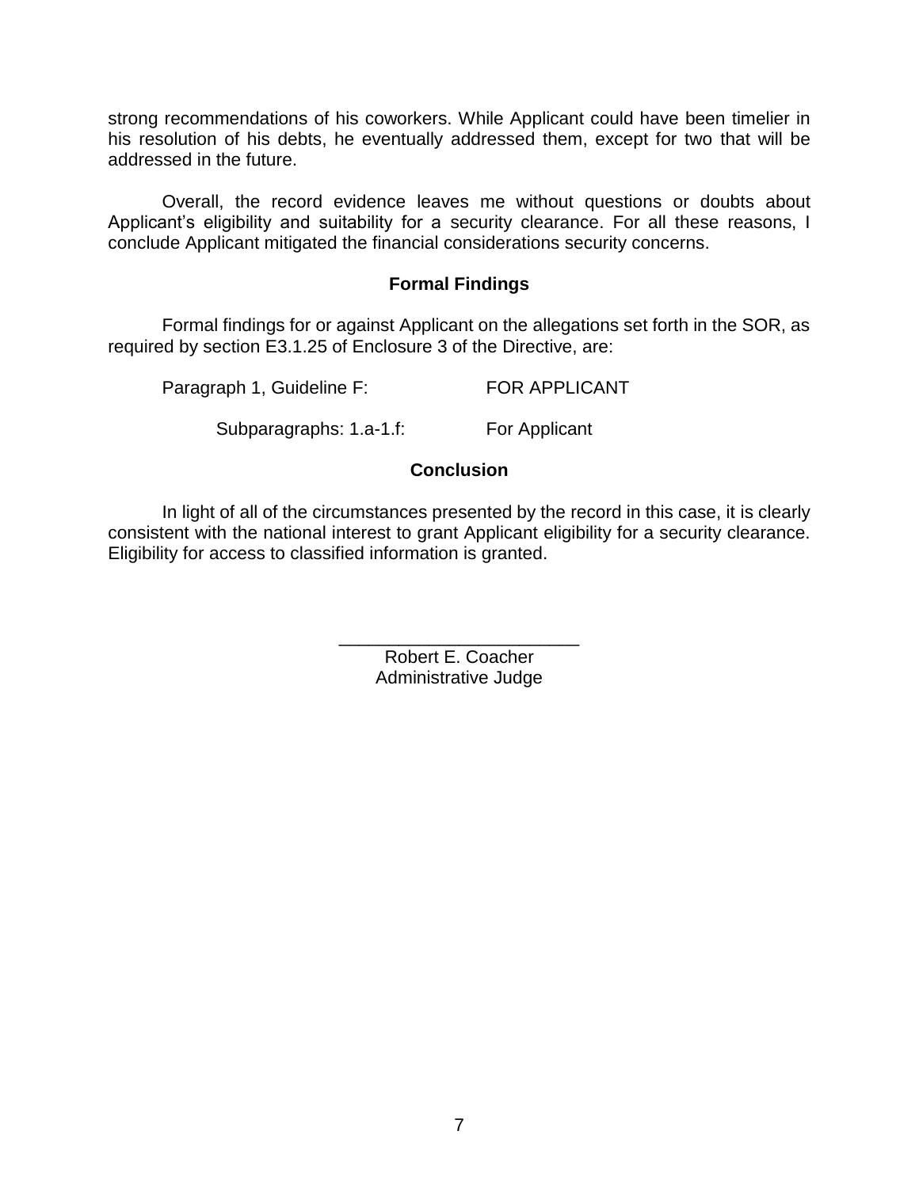strong recommendations of his coworkers. While Applicant could have been timelier in his resolution of his debts, he eventually addressed them, except for two that will be addressed in the future.

Overall, the record evidence leaves me without questions or doubts about Applicant's eligibility and suitability for a security clearance. For all these reasons, I conclude Applicant mitigated the financial considerations security concerns.

## Formal Findings

Formal findings for or against Applicant on the allegations set forth in the SOR, as required by section E3.1.25 of Enclosure 3 of the Directive, are:

| | |
|---|---|
| Paragraph 1, Guideline F: | FOR APPLICANT |
| Subparagraphs: 1.a-1.f: | For Applicant |

## Conclusion

In light of all of the circumstances presented by the record in this case, it is clearly consistent with the national interest to grant Applicant eligibility for a security clearance. Eligibility for access to classified information is granted.

\_\_\_\_\_\_\_\_\_\_\_\_\_\_\_\_\_\_\_\_\_\_\_\_

Robert E. Coacher
Administrative Judge